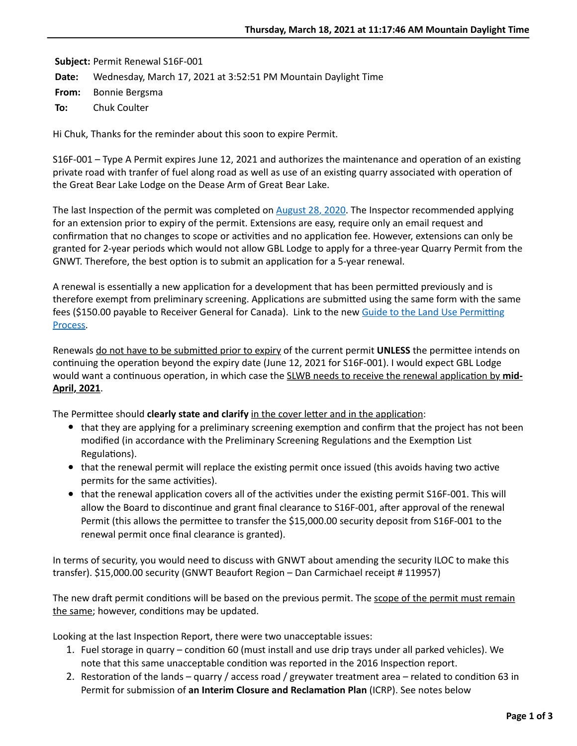**Subject:** Permit Renewal S16F-001
**Date:** Wednesday, March 17, 2021 at 3:52:51 PM Mountain Daylight Time
**From:** Bonnie Bergsma
**To:** Chuk Coulter

Hi Chuk, Thanks for the reminder about this soon to expire Permit.

S16F-001 – Type A Permit expires June 12, 2021 and authorizes the maintenance and operation of an existing private road with tranfer of fuel along road as well as use of an existing quarry associated with operation of the Great Bear Lake Lodge on the Dease Arm of Great Bear Lake.

The last Inspection of the permit was completed on August 28, 2020. The Inspector recommended applying for an extension prior to expiry of the permit. Extensions are easy, require only an email request and confirmation that no changes to scope or activities and no application fee. However, extensions can only be granted for 2-year periods which would not allow GBL Lodge to apply for a three-year Quarry Permit from the GNWT. Therefore, the best option is to submit an application for a 5-year renewal.

A renewal is essentially a new application for a development that has been permitted previously and is therefore exempt from preliminary screening. Applications are submitted using the same form with the same fees ($150.00 payable to Receiver General for Canada). Link to the new Guide to the Land Use Permitting Process.

Renewals do not have to be submitted prior to expiry of the current permit **UNLESS** the permittee intends on continuing the operation beyond the expiry date (June 12, 2021 for S16F-001). I would expect GBL Lodge would want a continuous operation, in which case the SLWB needs to receive the renewal application by **mid-April, 2021**.

The Permittee should **clearly state and clarify** in the cover letter and in the application:

- that they are applying for a preliminary screening exemption and confirm that the project has not been modified (in accordance with the Preliminary Screening Regulations and the Exemption List Regulations).
- that the renewal permit will replace the existing permit once issued (this avoids having two active permits for the same activities).
- that the renewal application covers all of the activities under the existing permit S16F-001. This will allow the Board to discontinue and grant final clearance to S16F-001, after approval of the renewal Permit (this allows the permittee to transfer the $15,000.00 security deposit from S16F-001 to the renewal permit once final clearance is granted).

In terms of security, you would need to discuss with GNWT about amending the security ILOC to make this transfer). $15,000.00 security (GNWT Beaufort Region – Dan Carmichael receipt # 119957)

The new draft permit conditions will be based on the previous permit. The scope of the permit must remain the same; however, conditions may be updated.

Looking at the last Inspection Report, there were two unacceptable issues:

1. Fuel storage in quarry – condition 60 (must install and use drip trays under all parked vehicles). We note that this same unacceptable condition was reported in the 2016 Inspection report.
2. Restoration of the lands – quarry / access road / greywater treatment area – related to condition 63 in Permit for submission of **an Interim Closure and Reclamation Plan** (ICRP). See notes below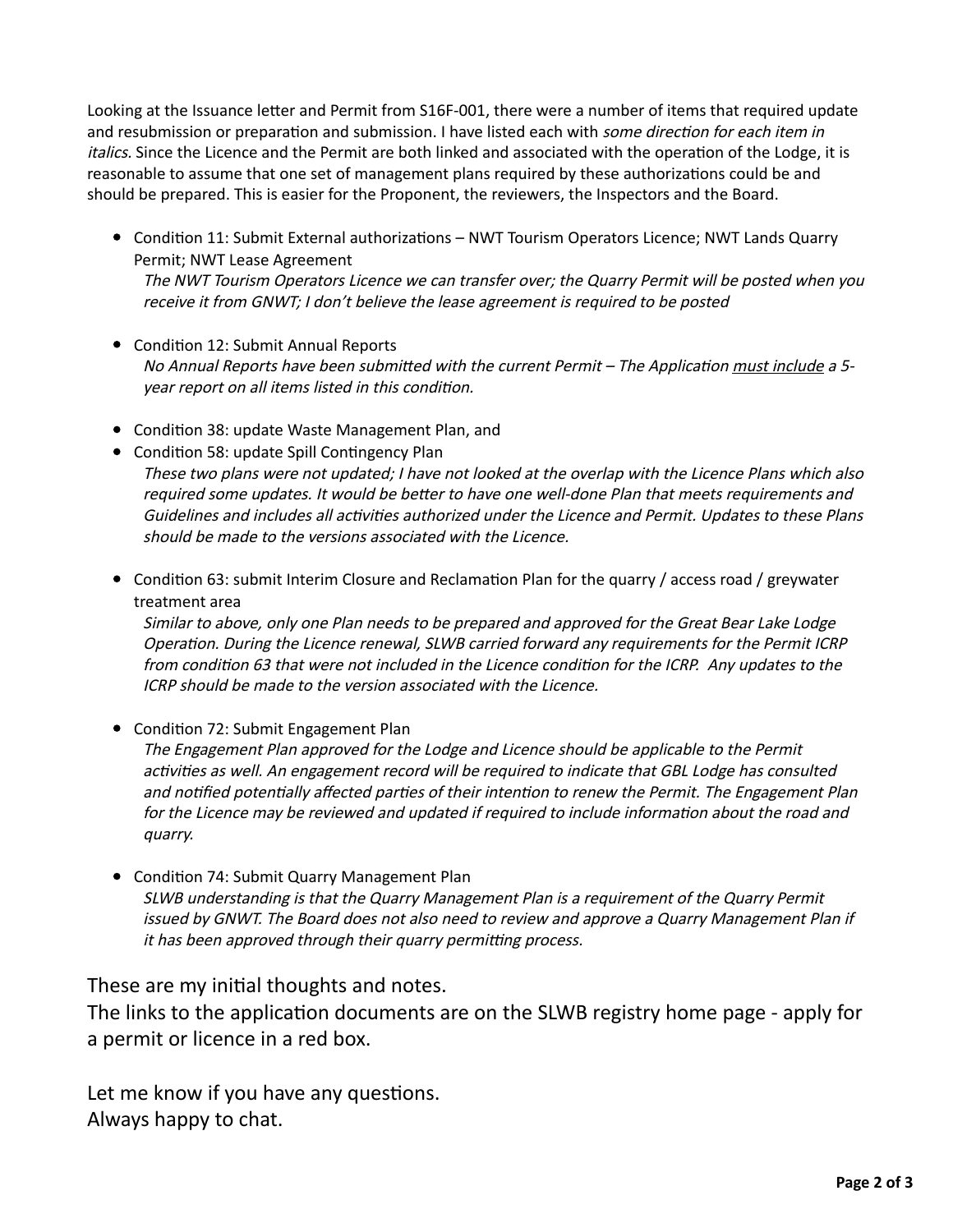Looking at the Issuance letter and Permit from S16F-001, there were a number of items that required update and resubmission or preparation and submission. I have listed each with *some direction for each item in italics.* Since the Licence and the Permit are both linked and associated with the operation of the Lodge, it is reasonable to assume that one set of management plans required by these authorizations could be and should be prepared. This is easier for the Proponent, the reviewers, the Inspectors and the Board.

- Condition 11: Submit External authorizations – NWT Tourism Operators Licence; NWT Lands Quarry Permit; NWT Lease Agreement
  *The NWT Tourism Operators Licence we can transfer over; the Quarry Permit will be posted when you receive it from GNWT; I don't believe the lease agreement is required to be posted*

- Condition 12: Submit Annual Reports
  *No Annual Reports have been submitted with the current Permit – The Application* *<u>must include</u>* *a 5-year report on all items listed in this condition.*

- Condition 38: update Waste Management Plan, and
- Condition 58: update Spill Contingency Plan
  *These two plans were not updated; I have not looked at the overlap with the Licence Plans which also required some updates. It would be better to have one well-done Plan that meets requirements and Guidelines and includes all activities authorized under the Licence and Permit. Updates to these Plans should be made to the versions associated with the Licence.*

- Condition 63: submit Interim Closure and Reclamation Plan for the quarry / access road / greywater treatment area
  *Similar to above, only one Plan needs to be prepared and approved for the Great Bear Lake Lodge Operation. During the Licence renewal, SLWB carried forward any requirements for the Permit ICRP from condition 63 that were not included in the Licence condition for the ICRP. Any updates to the ICRP should be made to the version associated with the Licence.*

- Condition 72: Submit Engagement Plan
  *The Engagement Plan approved for the Lodge and Licence should be applicable to the Permit activities as well. An engagement record will be required to indicate that GBL Lodge has consulted and notified potentially affected parties of their intention to renew the Permit. The Engagement Plan for the Licence may be reviewed and updated if required to include information about the road and quarry.*

- Condition 74: Submit Quarry Management Plan
  *SLWB understanding is that the Quarry Management Plan is a requirement of the Quarry Permit issued by GNWT. The Board does not also need to review and approve a Quarry Management Plan if it has been approved through their quarry permitting process.*

These are my initial thoughts and notes.
The links to the application documents are on the SLWB registry home page - apply for a permit or licence in a red box.

Let me know if you have any questions.
Always happy to chat.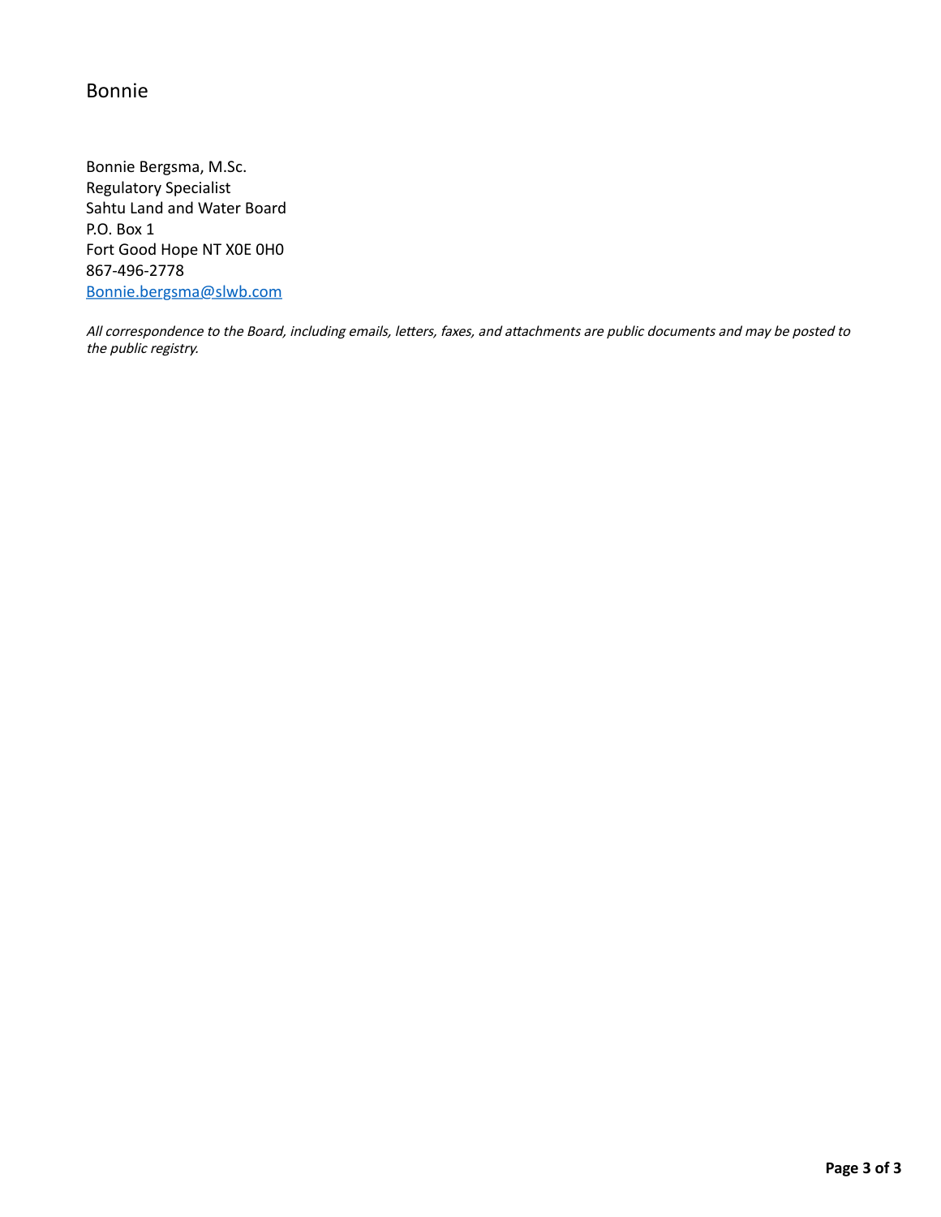Bonnie

Bonnie Bergsma, M.Sc.
Regulatory Specialist
Sahtu Land and Water Board
P.O. Box 1
Fort Good Hope NT X0E 0H0
867-496-2778
[Bonnie.bergsma@slwb.com](mailto:Bonnie.bergsma@slwb.com)

*All correspondence to the Board, including emails, letters, faxes, and attachments are public documents and may be posted to the public registry.*